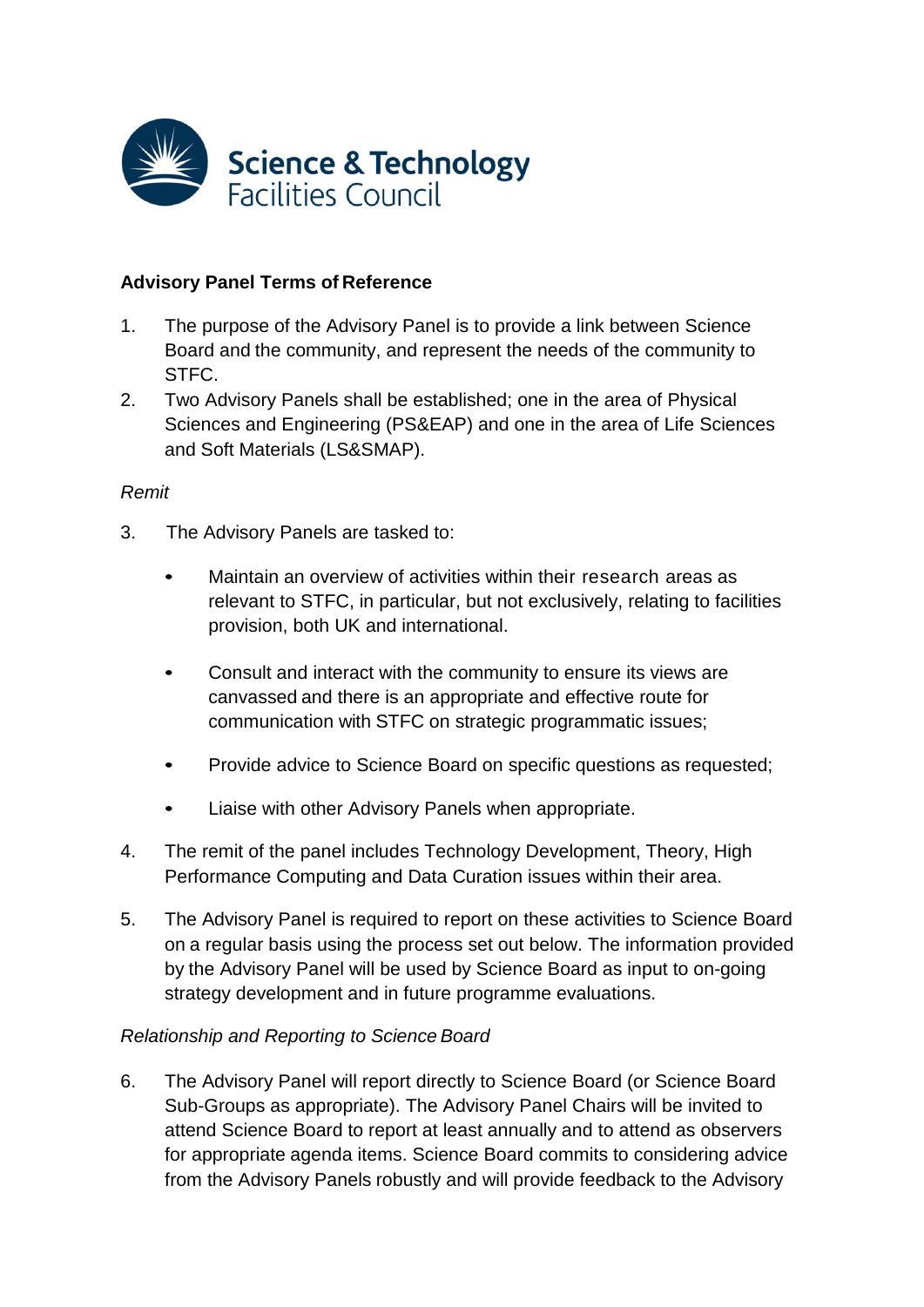Science & Technology Facilities Council

**Advisory Panel Terms of Reference**

1. The purpose of the Advisory Panel is to provide a link between Science Board and the community, and represent the needs of the community to STFC.
2. Two Advisory Panels shall be established; one in the area of Physical Sciences and Engineering (PS&EAP) and one in the area of Life Sciences and Soft Materials (LS&SMAP).

*Remit*

3. The Advisory Panels are tasked to:

   - Maintain an overview of activities within their research areas as relevant to STFC, in particular, but not exclusively, relating to facilities provision, both UK and international.
   - Consult and interact with the community to ensure its views are canvassed and there is an appropriate and effective route for communication with STFC on strategic programmatic issues;
   - Provide advice to Science Board on specific questions as requested;
   - Liaise with other Advisory Panels when appropriate.

4. The remit of the panel includes Technology Development, Theory, High Performance Computing and Data Curation issues within their area.

5. The Advisory Panel is required to report on these activities to Science Board on a regular basis using the process set out below. The information provided by the Advisory Panel will be used by Science Board as input to on-going strategy development and in future programme evaluations.

*Relationship and Reporting to Science Board*

6. The Advisory Panel will report directly to Science Board (or Science Board Sub-Groups as appropriate). The Advisory Panel Chairs will be invited to attend Science Board to report at least annually and to attend as observers for appropriate agenda items. Science Board commits to considering advice from the Advisory Panels robustly and will provide feedback to the Advisory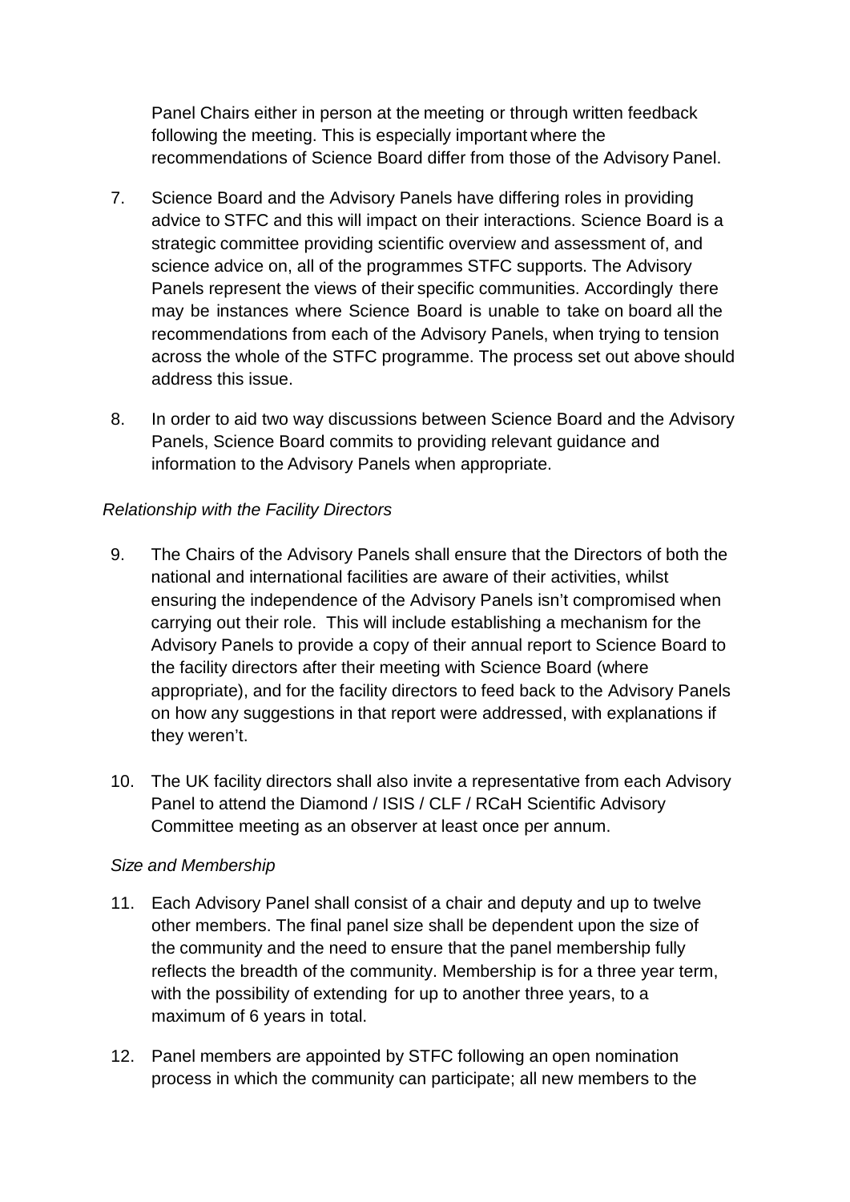Panel Chairs either in person at the meeting or through written feedback following the meeting. This is especially important where the recommendations of Science Board differ from those of the Advisory Panel.

7. Science Board and the Advisory Panels have differing roles in providing advice to STFC and this will impact on their interactions. Science Board is a strategic committee providing scientific overview and assessment of, and science advice on, all of the programmes STFC supports. The Advisory Panels represent the views of their specific communities. Accordingly there may be instances where Science Board is unable to take on board all the recommendations from each of the Advisory Panels, when trying to tension across the whole of the STFC programme. The process set out above should address this issue.

8. In order to aid two way discussions between Science Board and the Advisory Panels, Science Board commits to providing relevant guidance and information to the Advisory Panels when appropriate.

*Relationship with the Facility Directors*

9. The Chairs of the Advisory Panels shall ensure that the Directors of both the national and international facilities are aware of their activities, whilst ensuring the independence of the Advisory Panels isn't compromised when carrying out their role. This will include establishing a mechanism for the Advisory Panels to provide a copy of their annual report to Science Board to the facility directors after their meeting with Science Board (where appropriate), and for the facility directors to feed back to the Advisory Panels on how any suggestions in that report were addressed, with explanations if they weren't.

10. The UK facility directors shall also invite a representative from each Advisory Panel to attend the Diamond / ISIS / CLF / RCaH Scientific Advisory Committee meeting as an observer at least once per annum.

*Size and Membership*

11. Each Advisory Panel shall consist of a chair and deputy and up to twelve other members. The final panel size shall be dependent upon the size of the community and the need to ensure that the panel membership fully reflects the breadth of the community. Membership is for a three year term, with the possibility of extending for up to another three years, to a maximum of 6 years in total.

12. Panel members are appointed by STFC following an open nomination process in which the community can participate; all new members to the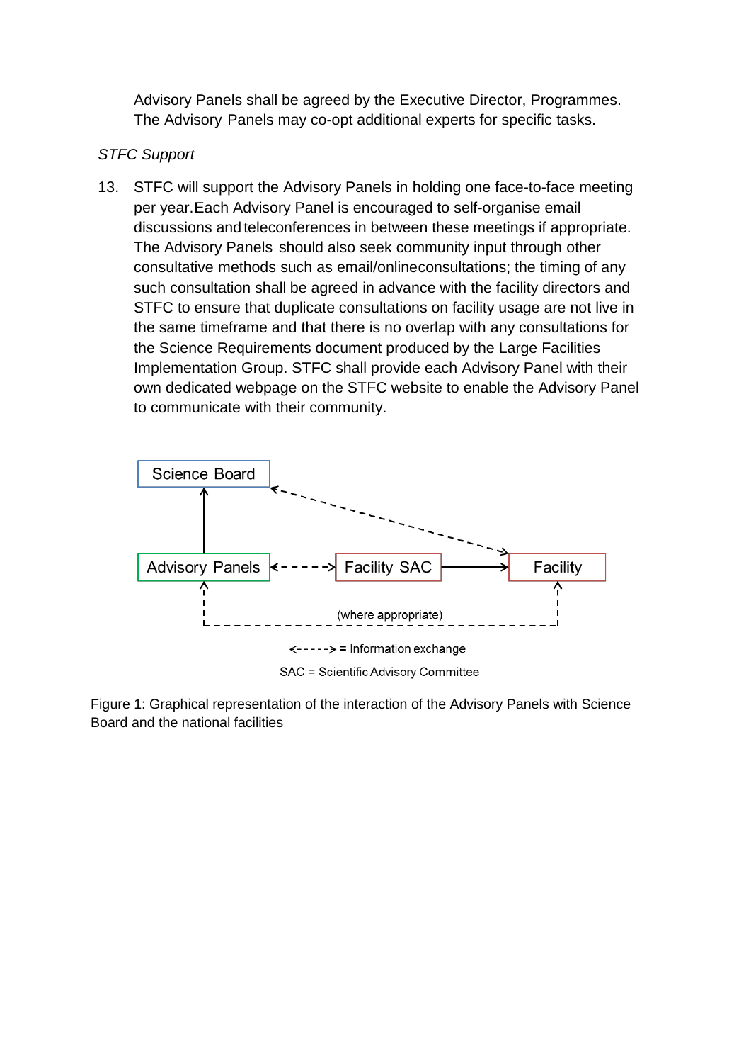Advisory Panels shall be agreed by the Executive Director, Programmes. The Advisory Panels may co-opt additional experts for specific tasks.

*STFC Support*

13. STFC will support the Advisory Panels in holding one face-to-face meeting per year. Each Advisory Panel is encouraged to self-organise email discussions and teleconferences in between these meetings if appropriate. The Advisory Panels should also seek community input through other consultative methods such as email/online consultations; the timing of any such consultation shall be agreed in advance with the facility directors and STFC to ensure that duplicate consultations on facility usage are not live in the same timeframe and that there is no overlap with any consultations for the Science Requirements document produced by the Large Facilities Implementation Group. STFC shall provide each Advisory Panel with their own dedicated webpage on the STFC website to enable the Advisory Panel to communicate with their community.

Science Board

Advisory Panels

Facility SAC

Facility

(where appropriate)

<-----> = Information exchange

SAC = Scientific Advisory Committee

Figure 1: Graphical representation of the interaction of the Advisory Panels with Science Board and the national facilities